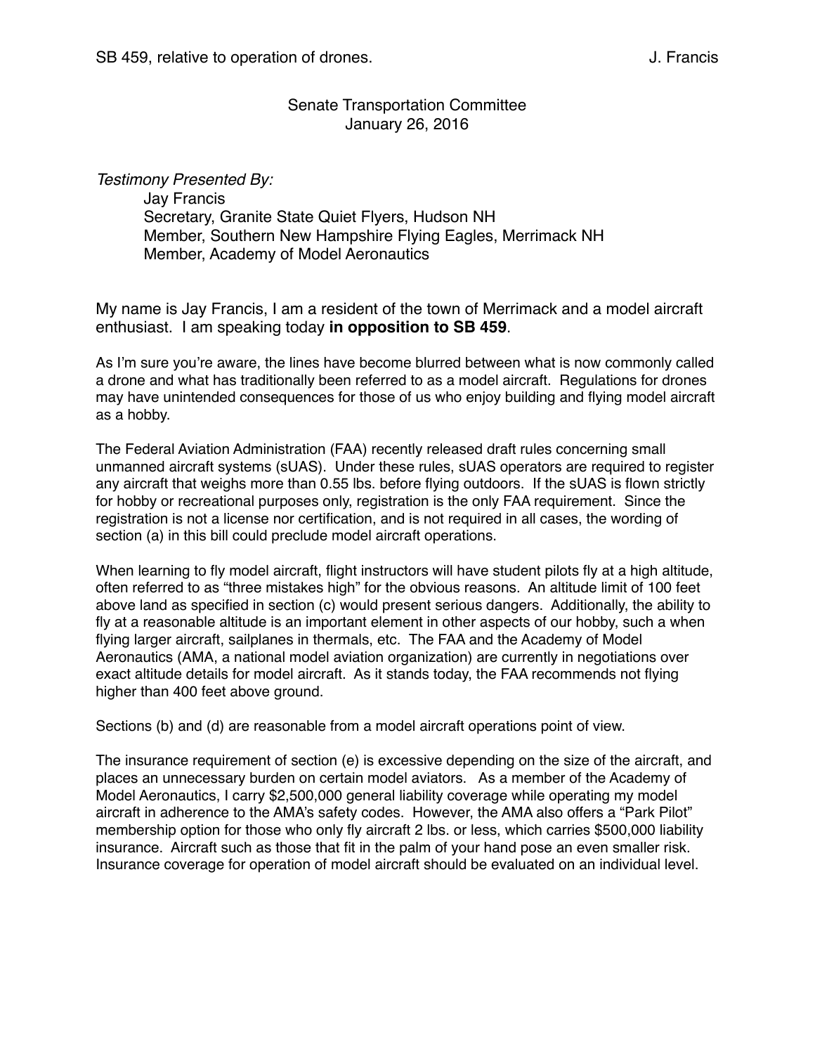SB 459, relative to operation of drones. J. Francis

Senate Transportation Committee
January 26, 2016

*Testimony Presented By:*

Jay Francis
Secretary, Granite State Quiet Flyers, Hudson NH
Member, Southern New Hampshire Flying Eagles, Merrimack NH
Member, Academy of Model Aeronautics

My name is Jay Francis, I am a resident of the town of Merrimack and a model aircraft enthusiast. I am speaking today **in opposition to SB 459**.

As I'm sure you're aware, the lines have become blurred between what is now commonly called a drone and what has traditionally been referred to as a model aircraft. Regulations for drones may have unintended consequences for those of us who enjoy building and flying model aircraft as a hobby.

The Federal Aviation Administration (FAA) recently released draft rules concerning small unmanned aircraft systems (sUAS). Under these rules, sUAS operators are required to register any aircraft that weighs more than 0.55 lbs. before flying outdoors. If the sUAS is flown strictly for hobby or recreational purposes only, registration is the only FAA requirement. Since the registration is not a license nor certification, and is not required in all cases, the wording of section (a) in this bill could preclude model aircraft operations.

When learning to fly model aircraft, flight instructors will have student pilots fly at a high altitude, often referred to as "three mistakes high" for the obvious reasons. An altitude limit of 100 feet above land as specified in section (c) would present serious dangers. Additionally, the ability to fly at a reasonable altitude is an important element in other aspects of our hobby, such a when flying larger aircraft, sailplanes in thermals, etc. The FAA and the Academy of Model Aeronautics (AMA, a national model aviation organization) are currently in negotiations over exact altitude details for model aircraft. As it stands today, the FAA recommends not flying higher than 400 feet above ground.

Sections (b) and (d) are reasonable from a model aircraft operations point of view.

The insurance requirement of section (e) is excessive depending on the size of the aircraft, and places an unnecessary burden on certain model aviators. As a member of the Academy of Model Aeronautics, I carry $2,500,000 general liability coverage while operating my model aircraft in adherence to the AMA's safety codes. However, the AMA also offers a "Park Pilot" membership option for those who only fly aircraft 2 lbs. or less, which carries $500,000 liability insurance. Aircraft such as those that fit in the palm of your hand pose an even smaller risk. Insurance coverage for operation of model aircraft should be evaluated on an individual level.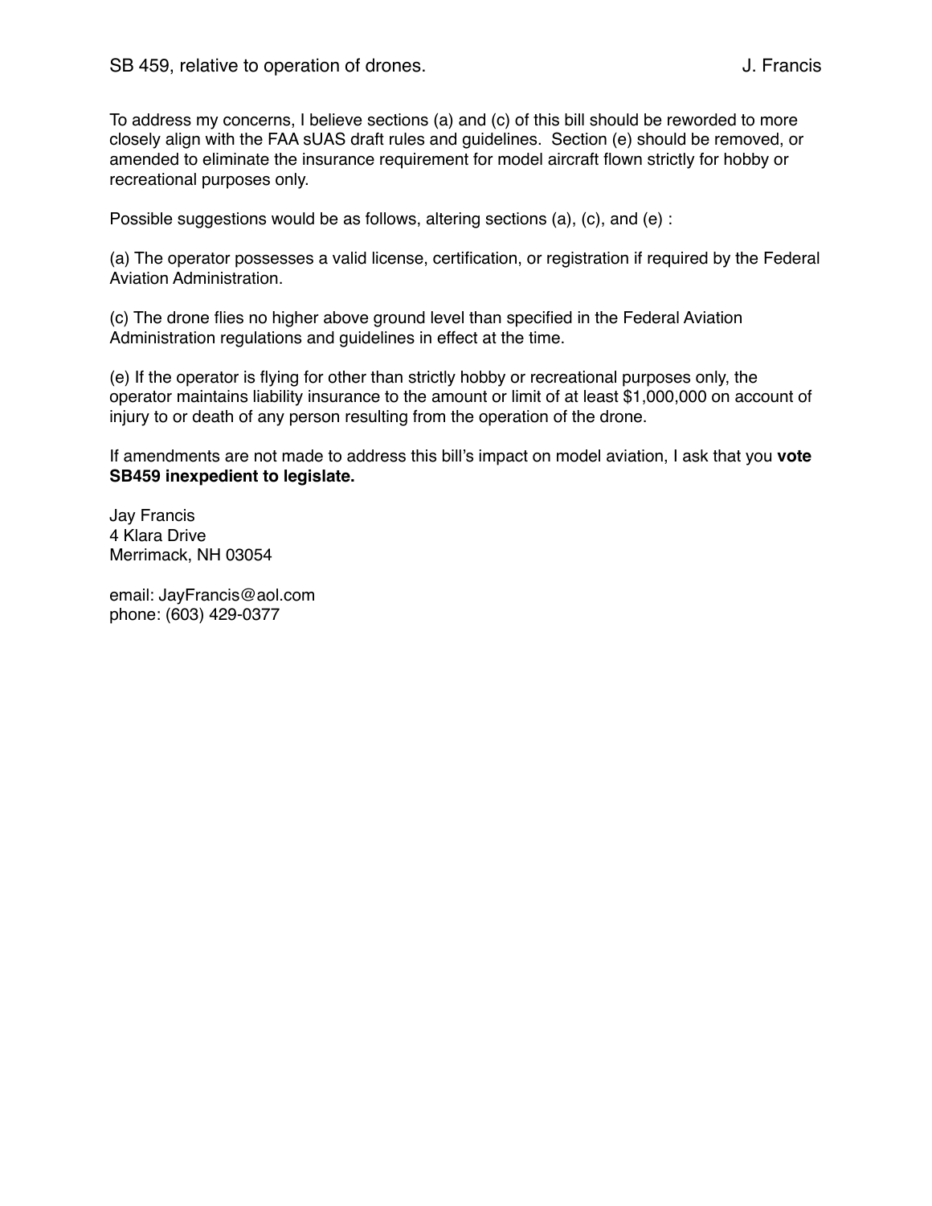To address my concerns, I believe sections (a) and (c) of this bill should be reworded to more closely align with the FAA sUAS draft rules and guidelines. Section (e) should be removed, or amended to eliminate the insurance requirement for model aircraft flown strictly for hobby or recreational purposes only.

Possible suggestions would be as follows, altering sections (a), (c), and (e) :

(a) The operator possesses a valid license, certification, or registration if required by the Federal Aviation Administration.

(c) The drone flies no higher above ground level than specified in the Federal Aviation Administration regulations and guidelines in effect at the time.

(e) If the operator is flying for other than strictly hobby or recreational purposes only, the operator maintains liability insurance to the amount or limit of at least $1,000,000 on account of injury to or death of any person resulting from the operation of the drone.

If amendments are not made to address this bill's impact on model aviation, I ask that you **vote SB459 inexpedient to legislate.**

Jay Francis
4 Klara Drive
Merrimack, NH 03054

email: JayFrancis@aol.com
phone: (603) 429-0377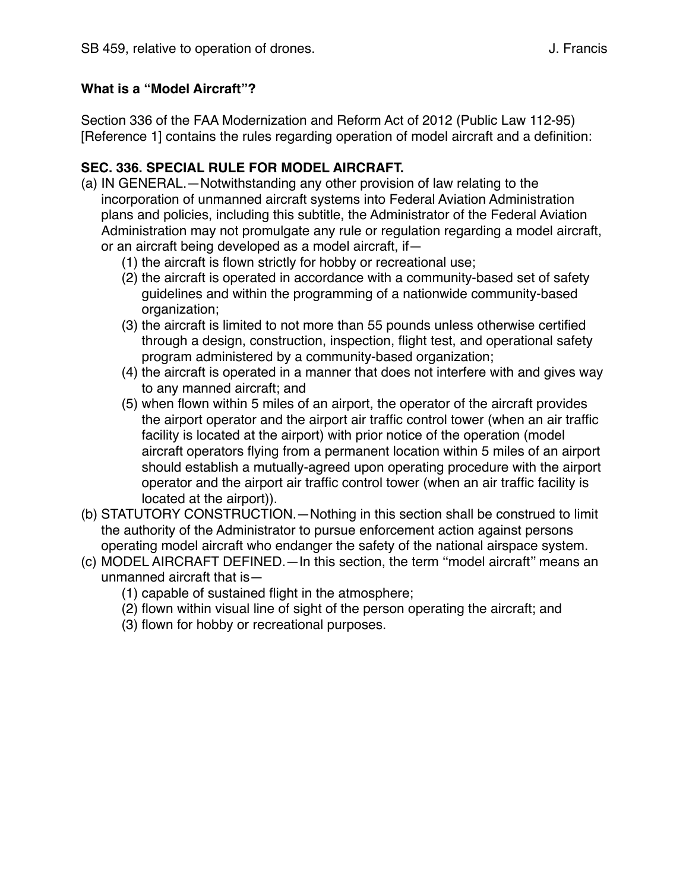### What is a "Model Aircraft"?

Section 336 of the FAA Modernization and Reform Act of 2012 (Public Law 112-95) [Reference 1] contains the rules regarding operation of model aircraft and a definition:

### SEC. 336. SPECIAL RULE FOR MODEL AIRCRAFT.

(a) IN GENERAL.—Notwithstanding any other provision of law relating to the incorporation of unmanned aircraft systems into Federal Aviation Administration plans and policies, including this subtitle, the Administrator of the Federal Aviation Administration may not promulgate any rule or regulation regarding a model aircraft, or an aircraft being developed as a model aircraft, if—

- (1) the aircraft is flown strictly for hobby or recreational use;
- (2) the aircraft is operated in accordance with a community-based set of safety guidelines and within the programming of a nationwide community-based organization;
- (3) the aircraft is limited to not more than 55 pounds unless otherwise certified through a design, construction, inspection, flight test, and operational safety program administered by a community-based organization;
- (4) the aircraft is operated in a manner that does not interfere with and gives way to any manned aircraft; and
- (5) when flown within 5 miles of an airport, the operator of the aircraft provides the airport operator and the airport air traffic control tower (when an air traffic facility is located at the airport) with prior notice of the operation (model aircraft operators flying from a permanent location within 5 miles of an airport should establish a mutually-agreed upon operating procedure with the airport operator and the airport air traffic control tower (when an air traffic facility is located at the airport)).

(b) STATUTORY CONSTRUCTION.—Nothing in this section shall be construed to limit the authority of the Administrator to pursue enforcement action against persons operating model aircraft who endanger the safety of the national airspace system.

(c) MODEL AIRCRAFT DEFINED.—In this section, the term ''model aircraft'' means an unmanned aircraft that is—

- (1) capable of sustained flight in the atmosphere;
- (2) flown within visual line of sight of the person operating the aircraft; and
- (3) flown for hobby or recreational purposes.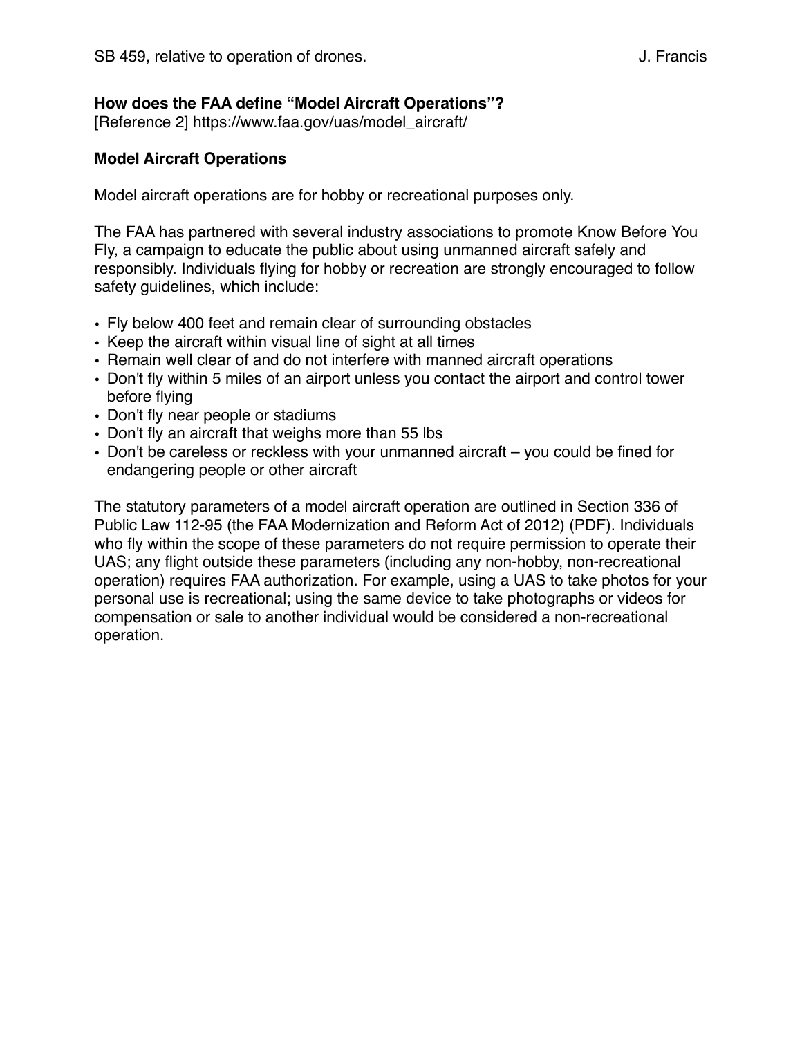**How does the FAA define "Model Aircraft Operations"?**
[Reference 2] https://www.faa.gov/uas/model_aircraft/

**Model Aircraft Operations**

Model aircraft operations are for hobby or recreational purposes only.

The FAA has partnered with several industry associations to promote Know Before You Fly, a campaign to educate the public about using unmanned aircraft safely and responsibly. Individuals flying for hobby or recreation are strongly encouraged to follow safety guidelines, which include:

- Fly below 400 feet and remain clear of surrounding obstacles
- Keep the aircraft within visual line of sight at all times
- Remain well clear of and do not interfere with manned aircraft operations
- Don't fly within 5 miles of an airport unless you contact the airport and control tower before flying
- Don't fly near people or stadiums
- Don't fly an aircraft that weighs more than 55 lbs
- Don't be careless or reckless with your unmanned aircraft – you could be fined for endangering people or other aircraft

The statutory parameters of a model aircraft operation are outlined in Section 336 of Public Law 112-95 (the FAA Modernization and Reform Act of 2012) (PDF). Individuals who fly within the scope of these parameters do not require permission to operate their UAS; any flight outside these parameters (including any non-hobby, non-recreational operation) requires FAA authorization. For example, using a UAS to take photos for your personal use is recreational; using the same device to take photographs or videos for compensation or sale to another individual would be considered a non-recreational operation.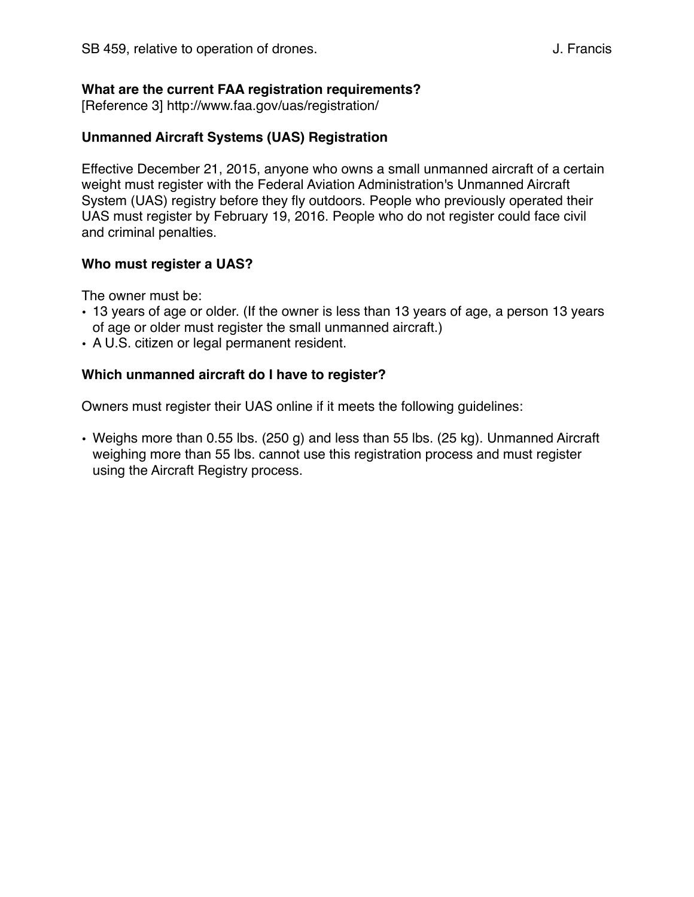**What are the current FAA registration requirements?**
[Reference 3] http://www.faa.gov/uas/registration/

## Unmanned Aircraft Systems (UAS) Registration

Effective December 21, 2015, anyone who owns a small unmanned aircraft of a certain weight must register with the Federal Aviation Administration's Unmanned Aircraft System (UAS) registry before they fly outdoors. People who previously operated their UAS must register by February 19, 2016. People who do not register could face civil and criminal penalties.

### Who must register a UAS?

The owner must be:

- 13 years of age or older. (If the owner is less than 13 years of age, a person 13 years of age or older must register the small unmanned aircraft.)
- A U.S. citizen or legal permanent resident.

### Which unmanned aircraft do I have to register?

Owners must register their UAS online if it meets the following guidelines:

- Weighs more than 0.55 lbs. (250 g) and less than 55 lbs. (25 kg). Unmanned Aircraft weighing more than 55 lbs. cannot use this registration process and must register using the Aircraft Registry process.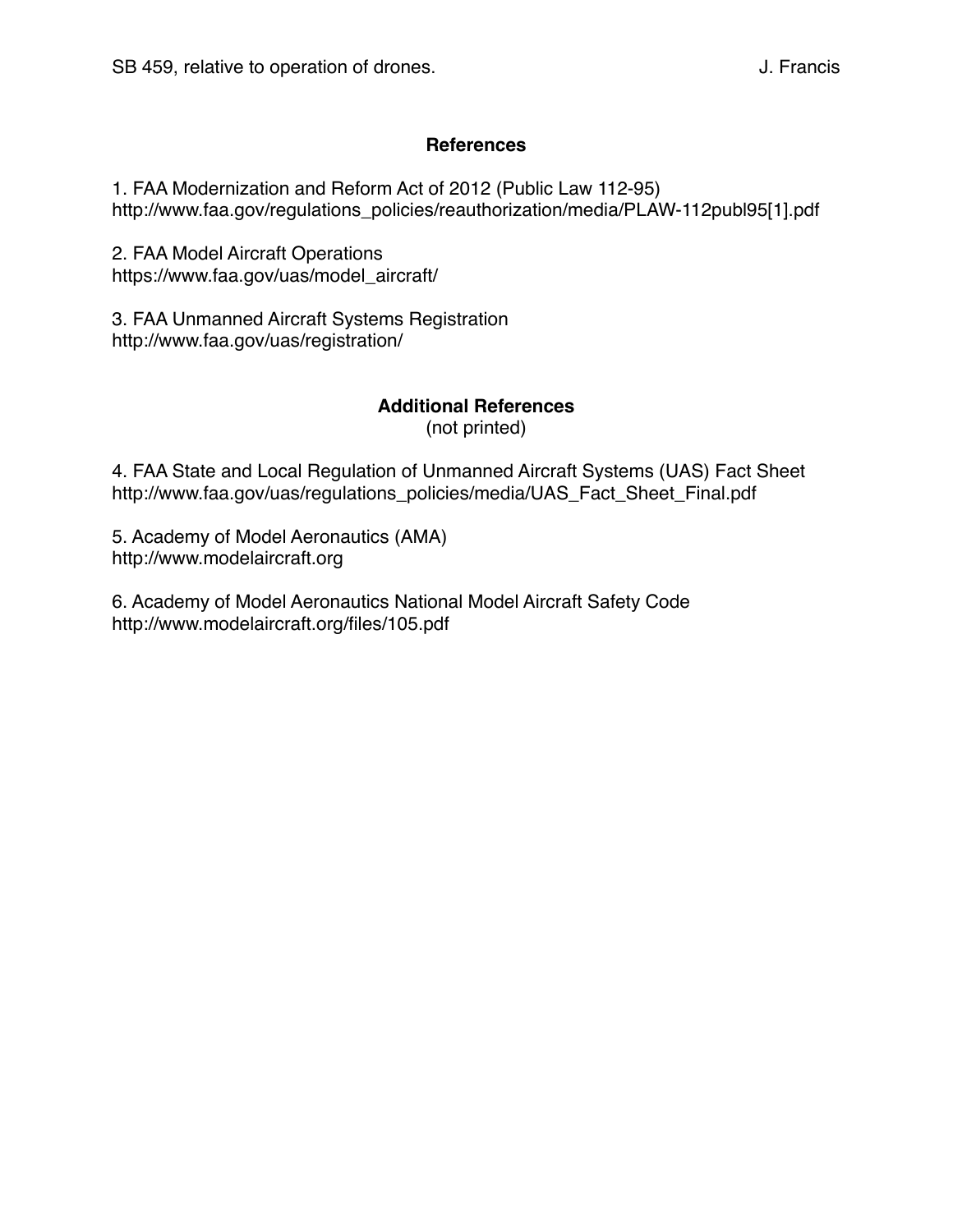SB 459, relative to operation of drones. J. Francis

## References

1. FAA Modernization and Reform Act of 2012 (Public Law 112-95)
http://www.faa.gov/regulations_policies/reauthorization/media/PLAW-112publ95[1].pdf

2. FAA Model Aircraft Operations
https://www.faa.gov/uas/model_aircraft/

3. FAA Unmanned Aircraft Systems Registration
http://www.faa.gov/uas/registration/

## Additional References

(not printed)

4. FAA State and Local Regulation of Unmanned Aircraft Systems (UAS) Fact Sheet
http://www.faa.gov/uas/regulations_policies/media/UAS_Fact_Sheet_Final.pdf

5. Academy of Model Aeronautics (AMA)
http://www.modelaircraft.org

6. Academy of Model Aeronautics National Model Aircraft Safety Code
http://www.modelaircraft.org/files/105.pdf